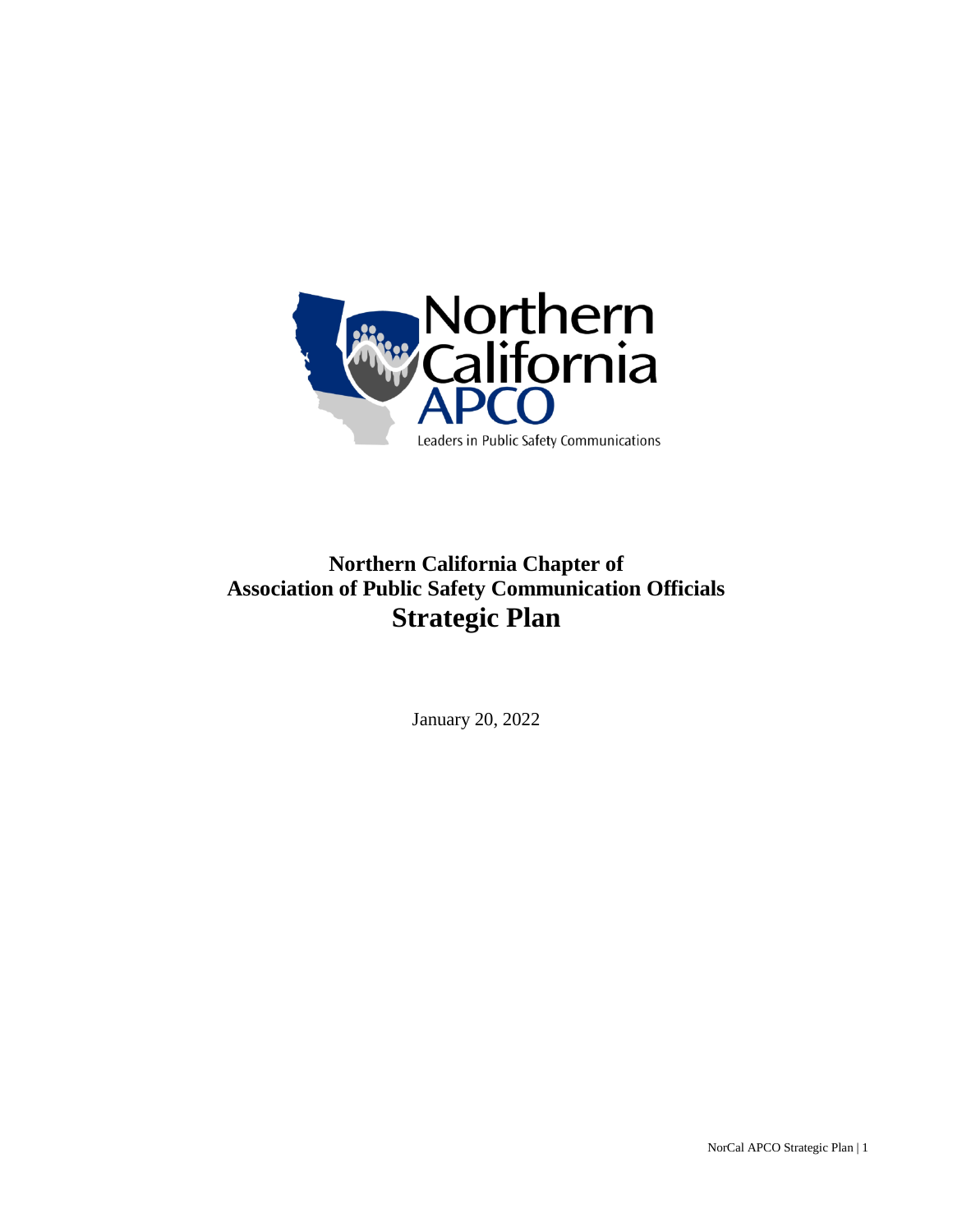**Northern California Chapter of**
**Association of Public Safety Communication Officials**

# Strategic Plan

January 20, 2022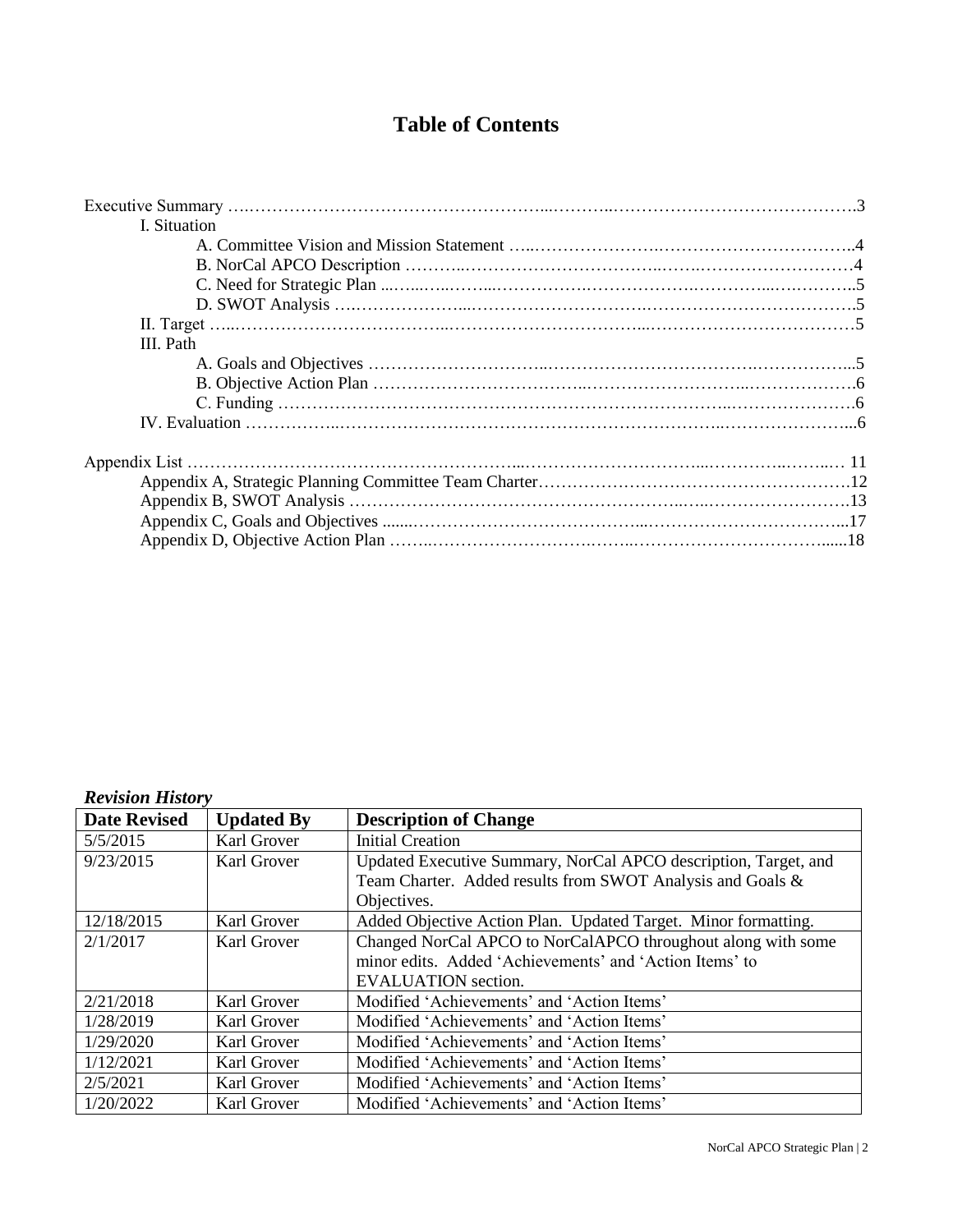# Table of Contents

Executive Summary ….……………………………………………...………..……………………………………..3

- I. Situation
  - A. Committee Vision and Mission Statement …..………………….…………………………….4
  - B. NorCal APCO Description ………..……………………………..……..………………………4
  - C. Need for Strategic Plan ...…...…..……...…………….……………….…………...….………..5
  - D. SWOT Analysis ….………………...…………………………..………………………………5
- II. Target …...………………………………..……………………………...………………………………5
- III. Path
  - A. Goals and Objectives ………………………...………………………………….……………..5
  - B. Objective Action Plan ……………………….…...………………………...……………….6
  - C. Funding …………………………………………………………………...………………….6
- IV. Evaluation ……………...…………………………………………………………...…………………...6

Appendix List …………………………………………………...……………………………...…………..……..… 11

- Appendix A, Strategic Planning Committee Team Charter……………………………………………….12
- Appendix B, SWOT Analysis ………………………………………………………..…..…………………….13
- Appendix C, Goals and Objectives .......……………………………………...……………………………...17
- Appendix D, Objective Action Plan ……..…………………………….……..……………………………......18

***Revision History***

| Date Revised | Updated By | Description of Change |
|---|---|---|
| 5/5/2015 | Karl Grover | Initial Creation |
| 9/23/2015 | Karl Grover | Updated Executive Summary, NorCal APCO description, Target, and Team Charter. Added results from SWOT Analysis and Goals & Objectives. |
| 12/18/2015 | Karl Grover | Added Objective Action Plan. Updated Target. Minor formatting. |
| 2/1/2017 | Karl Grover | Changed NorCal APCO to NorCalAPCO throughout along with some minor edits. Added 'Achievements' and 'Action Items' to EVALUATION section. |
| 2/21/2018 | Karl Grover | Modified 'Achievements' and 'Action Items' |
| 1/28/2019 | Karl Grover | Modified 'Achievements' and 'Action Items' |
| 1/29/2020 | Karl Grover | Modified 'Achievements' and 'Action Items' |
| 1/12/2021 | Karl Grover | Modified 'Achievements' and 'Action Items' |
| 2/5/2021 | Karl Grover | Modified 'Achievements' and 'Action Items' |
| 1/20/2022 | Karl Grover | Modified 'Achievements' and 'Action Items' |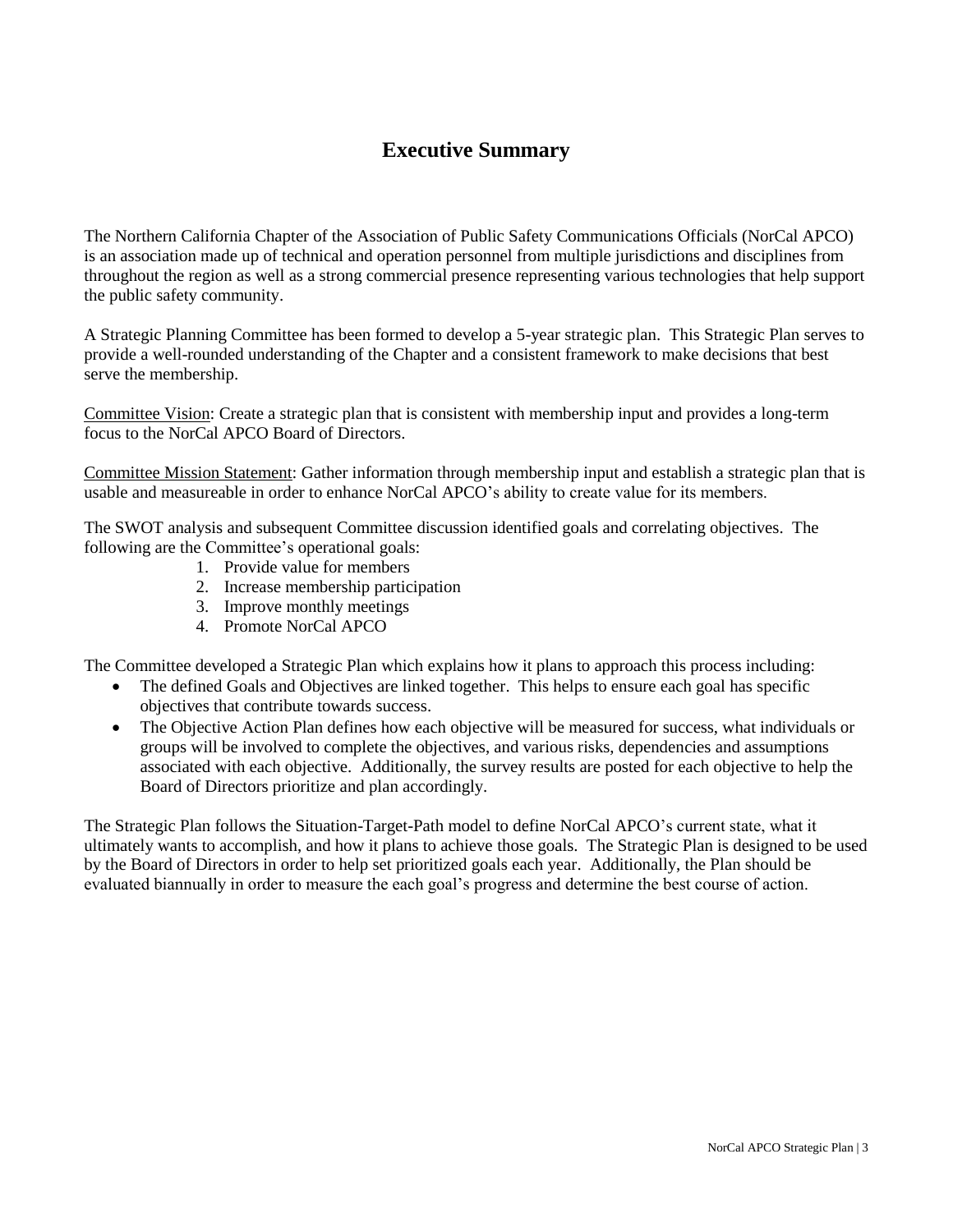# Executive Summary

The Northern California Chapter of the Association of Public Safety Communications Officials (NorCal APCO) is an association made up of technical and operation personnel from multiple jurisdictions and disciplines from throughout the region as well as a strong commercial presence representing various technologies that help support the public safety community.

A Strategic Planning Committee has been formed to develop a 5-year strategic plan. This Strategic Plan serves to provide a well-rounded understanding of the Chapter and a consistent framework to make decisions that best serve the membership.

<u>Committee Vision</u>: Create a strategic plan that is consistent with membership input and provides a long-term focus to the NorCal APCO Board of Directors.

<u>Committee Mission Statement</u>: Gather information through membership input and establish a strategic plan that is usable and measureable in order to enhance NorCal APCO's ability to create value for its members.

The SWOT analysis and subsequent Committee discussion identified goals and correlating objectives. The following are the Committee's operational goals:

1. Provide value for members
2. Increase membership participation
3. Improve monthly meetings
4. Promote NorCal APCO

The Committee developed a Strategic Plan which explains how it plans to approach this process including:

- The defined Goals and Objectives are linked together. This helps to ensure each goal has specific objectives that contribute towards success.
- The Objective Action Plan defines how each objective will be measured for success, what individuals or groups will be involved to complete the objectives, and various risks, dependencies and assumptions associated with each objective. Additionally, the survey results are posted for each objective to help the Board of Directors prioritize and plan accordingly.

The Strategic Plan follows the Situation-Target-Path model to define NorCal APCO's current state, what it ultimately wants to accomplish, and how it plans to achieve those goals. The Strategic Plan is designed to be used by the Board of Directors in order to help set prioritized goals each year. Additionally, the Plan should be evaluated biannually in order to measure the each goal's progress and determine the best course of action.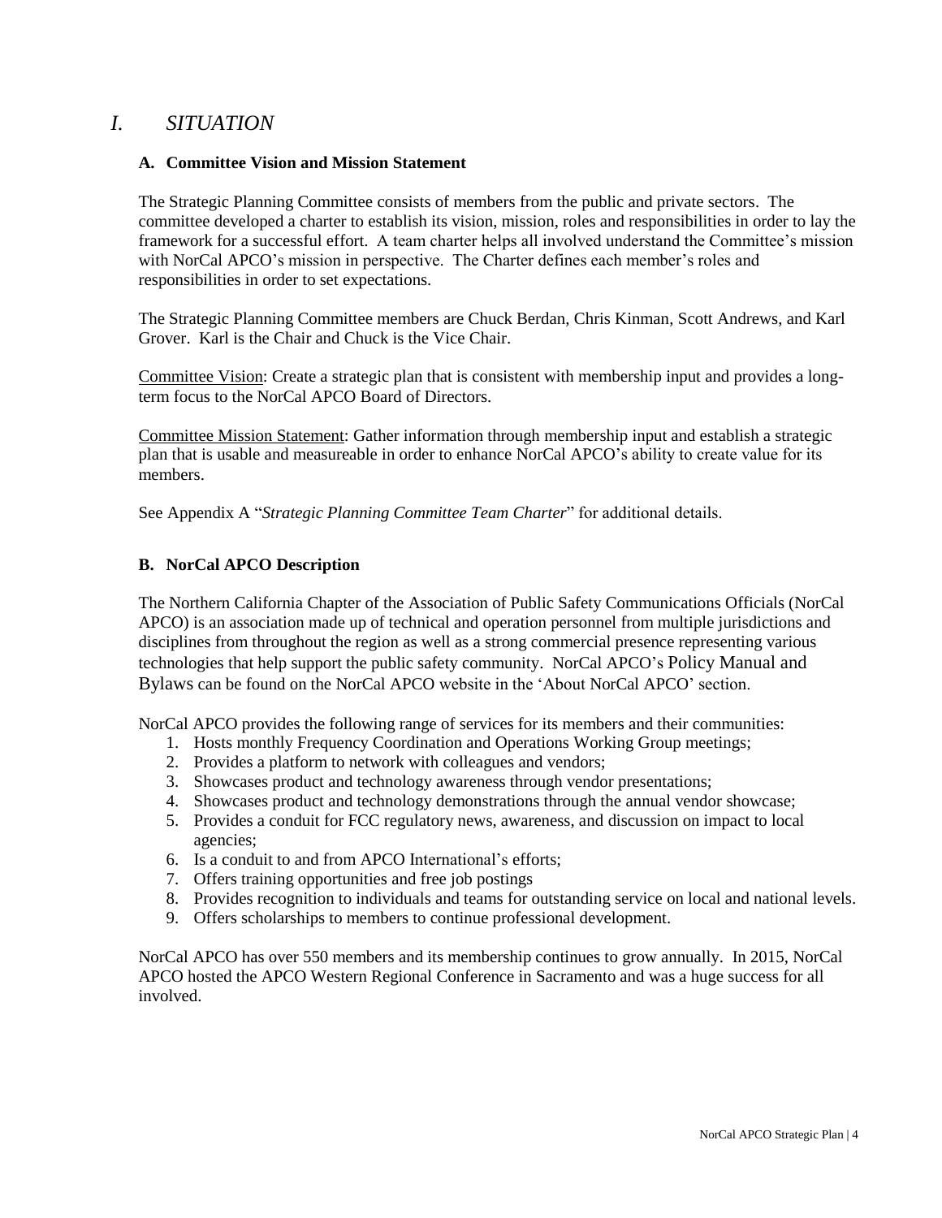# *I. SITUATION*

### A. Committee Vision and Mission Statement

The Strategic Planning Committee consists of members from the public and private sectors. The committee developed a charter to establish its vision, mission, roles and responsibilities in order to lay the framework for a successful effort. A team charter helps all involved understand the Committee's mission with NorCal APCO's mission in perspective. The Charter defines each member's roles and responsibilities in order to set expectations.

The Strategic Planning Committee members are Chuck Berdan, Chris Kinman, Scott Andrews, and Karl Grover. Karl is the Chair and Chuck is the Vice Chair.

<u>Committee Vision</u>: Create a strategic plan that is consistent with membership input and provides a long-term focus to the NorCal APCO Board of Directors.

<u>Committee Mission Statement</u>: Gather information through membership input and establish a strategic plan that is usable and measureable in order to enhance NorCal APCO's ability to create value for its members.

See Appendix A "*Strategic Planning Committee Team Charter*" for additional details.

### B. NorCal APCO Description

The Northern California Chapter of the Association of Public Safety Communications Officials (NorCal APCO) is an association made up of technical and operation personnel from multiple jurisdictions and disciplines from throughout the region as well as a strong commercial presence representing various technologies that help support the public safety community. NorCal APCO's Policy Manual and Bylaws can be found on the NorCal APCO website in the 'About NorCal APCO' section.

NorCal APCO provides the following range of services for its members and their communities:

1. Hosts monthly Frequency Coordination and Operations Working Group meetings;
2. Provides a platform to network with colleagues and vendors;
3. Showcases product and technology awareness through vendor presentations;
4. Showcases product and technology demonstrations through the annual vendor showcase;
5. Provides a conduit for FCC regulatory news, awareness, and discussion on impact to local agencies;
6. Is a conduit to and from APCO International's efforts;
7. Offers training opportunities and free job postings
8. Provides recognition to individuals and teams for outstanding service on local and national levels.
9. Offers scholarships to members to continue professional development.

NorCal APCO has over 550 members and its membership continues to grow annually. In 2015, NorCal APCO hosted the APCO Western Regional Conference in Sacramento and was a huge success for all involved.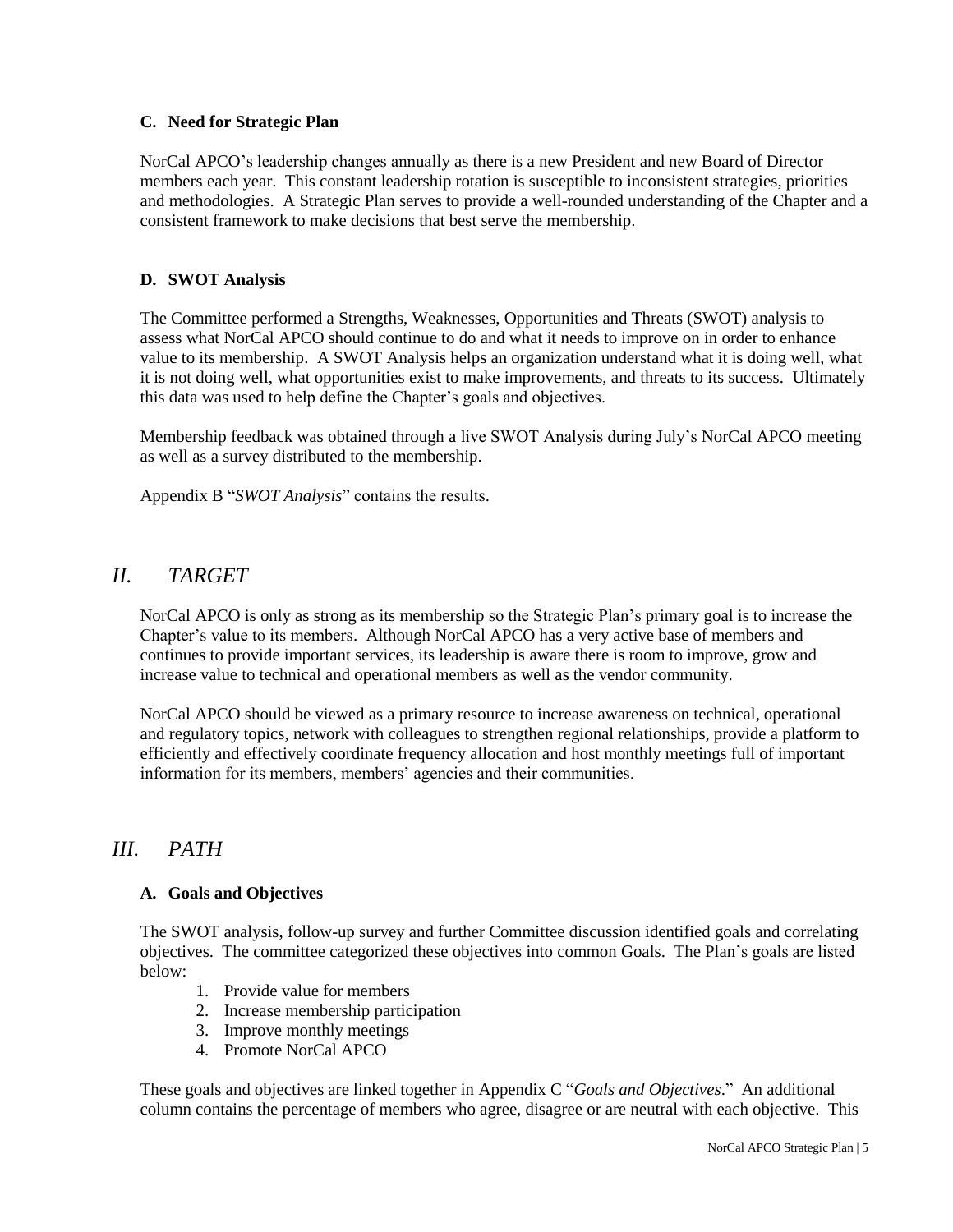### C. Need for Strategic Plan

NorCal APCO's leadership changes annually as there is a new President and new Board of Director members each year. This constant leadership rotation is susceptible to inconsistent strategies, priorities and methodologies. A Strategic Plan serves to provide a well-rounded understanding of the Chapter and a consistent framework to make decisions that best serve the membership.

### D. SWOT Analysis

The Committee performed a Strengths, Weaknesses, Opportunities and Threats (SWOT) analysis to assess what NorCal APCO should continue to do and what it needs to improve on in order to enhance value to its membership. A SWOT Analysis helps an organization understand what it is doing well, what it is not doing well, what opportunities exist to make improvements, and threats to its success. Ultimately this data was used to help define the Chapter's goals and objectives.

Membership feedback was obtained through a live SWOT Analysis during July's NorCal APCO meeting as well as a survey distributed to the membership.

Appendix B "*SWOT Analysis*" contains the results.

## *II. TARGET*

NorCal APCO is only as strong as its membership so the Strategic Plan's primary goal is to increase the Chapter's value to its members. Although NorCal APCO has a very active base of members and continues to provide important services, its leadership is aware there is room to improve, grow and increase value to technical and operational members as well as the vendor community.

NorCal APCO should be viewed as a primary resource to increase awareness on technical, operational and regulatory topics, network with colleagues to strengthen regional relationships, provide a platform to efficiently and effectively coordinate frequency allocation and host monthly meetings full of important information for its members, members' agencies and their communities.

## *III. PATH*

### A. Goals and Objectives

The SWOT analysis, follow-up survey and further Committee discussion identified goals and correlating objectives. The committee categorized these objectives into common Goals. The Plan's goals are listed below:

1. Provide value for members
2. Increase membership participation
3. Improve monthly meetings
4. Promote NorCal APCO

These goals and objectives are linked together in Appendix C "*Goals and Objectives*." An additional column contains the percentage of members who agree, disagree or are neutral with each objective. This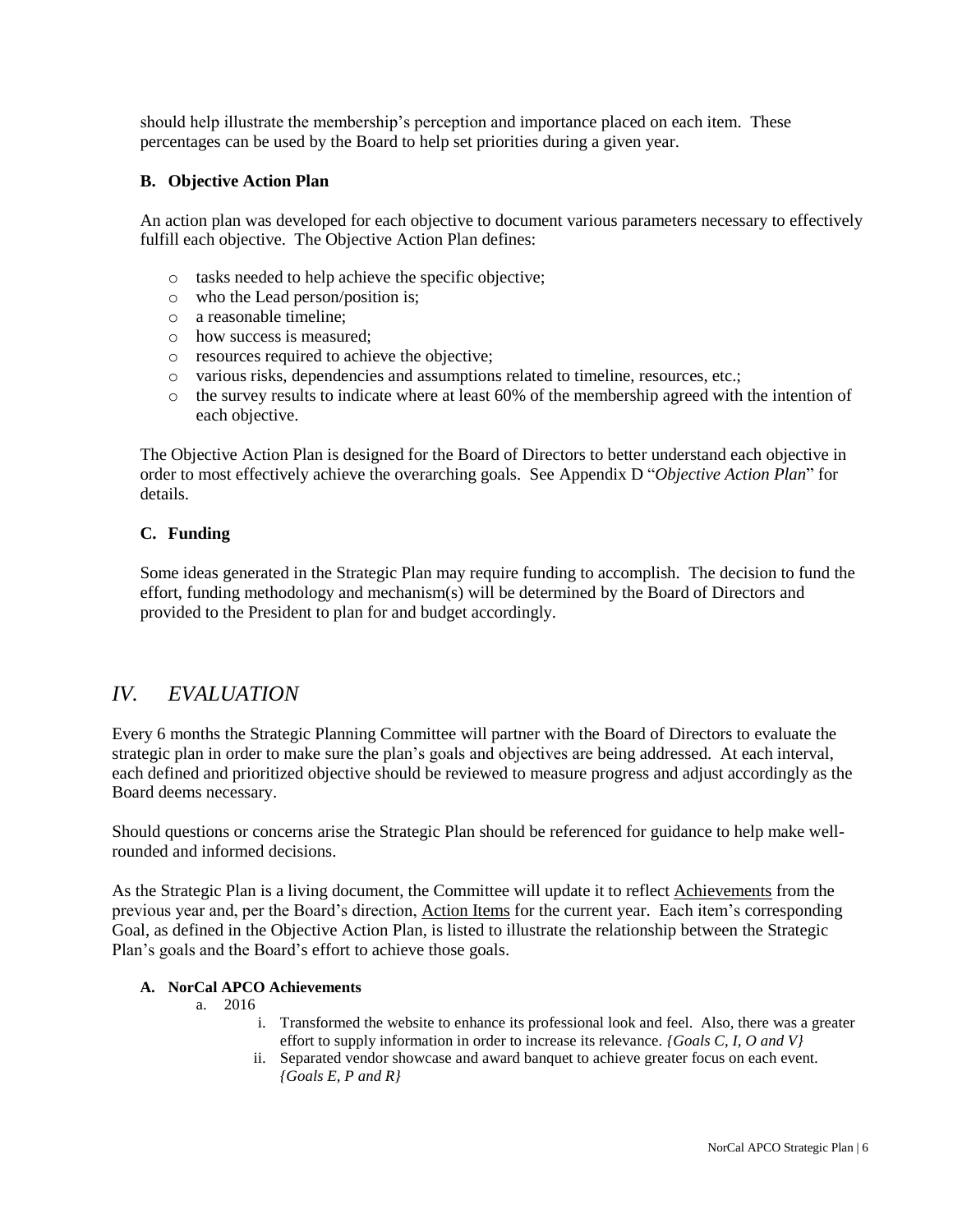should help illustrate the membership's perception and importance placed on each item. These percentages can be used by the Board to help set priorities during a given year.

### B. Objective Action Plan

An action plan was developed for each objective to document various parameters necessary to effectively fulfill each objective. The Objective Action Plan defines:

- tasks needed to help achieve the specific objective;
- who the Lead person/position is;
- a reasonable timeline;
- how success is measured;
- resources required to achieve the objective;
- various risks, dependencies and assumptions related to timeline, resources, etc.;
- the survey results to indicate where at least 60% of the membership agreed with the intention of each objective.

The Objective Action Plan is designed for the Board of Directors to better understand each objective in order to most effectively achieve the overarching goals. See Appendix D "*Objective Action Plan*" for details.

### C. Funding

Some ideas generated in the Strategic Plan may require funding to accomplish. The decision to fund the effort, funding methodology and mechanism(s) will be determined by the Board of Directors and provided to the President to plan for and budget accordingly.

## *IV. EVALUATION*

Every 6 months the Strategic Planning Committee will partner with the Board of Directors to evaluate the strategic plan in order to make sure the plan's goals and objectives are being addressed. At each interval, each defined and prioritized objective should be reviewed to measure progress and adjust accordingly as the Board deems necessary.

Should questions or concerns arise the Strategic Plan should be referenced for guidance to help make well-rounded and informed decisions.

As the Strategic Plan is a living document, the Committee will update it to reflect <u>Achievements</u> from the previous year and, per the Board's direction, <u>Action Items</u> for the current year. Each item's corresponding Goal, as defined in the Objective Action Plan, is listed to illustrate the relationship between the Strategic Plan's goals and the Board's effort to achieve those goals.

#### A. NorCal APCO Achievements

a. 2016
   i. Transformed the website to enhance its professional look and feel. Also, there was a greater effort to supply information in order to increase its relevance. *{Goals C, I, O and V}*
   ii. Separated vendor showcase and award banquet to achieve greater focus on each event. *{Goals E, P and R}*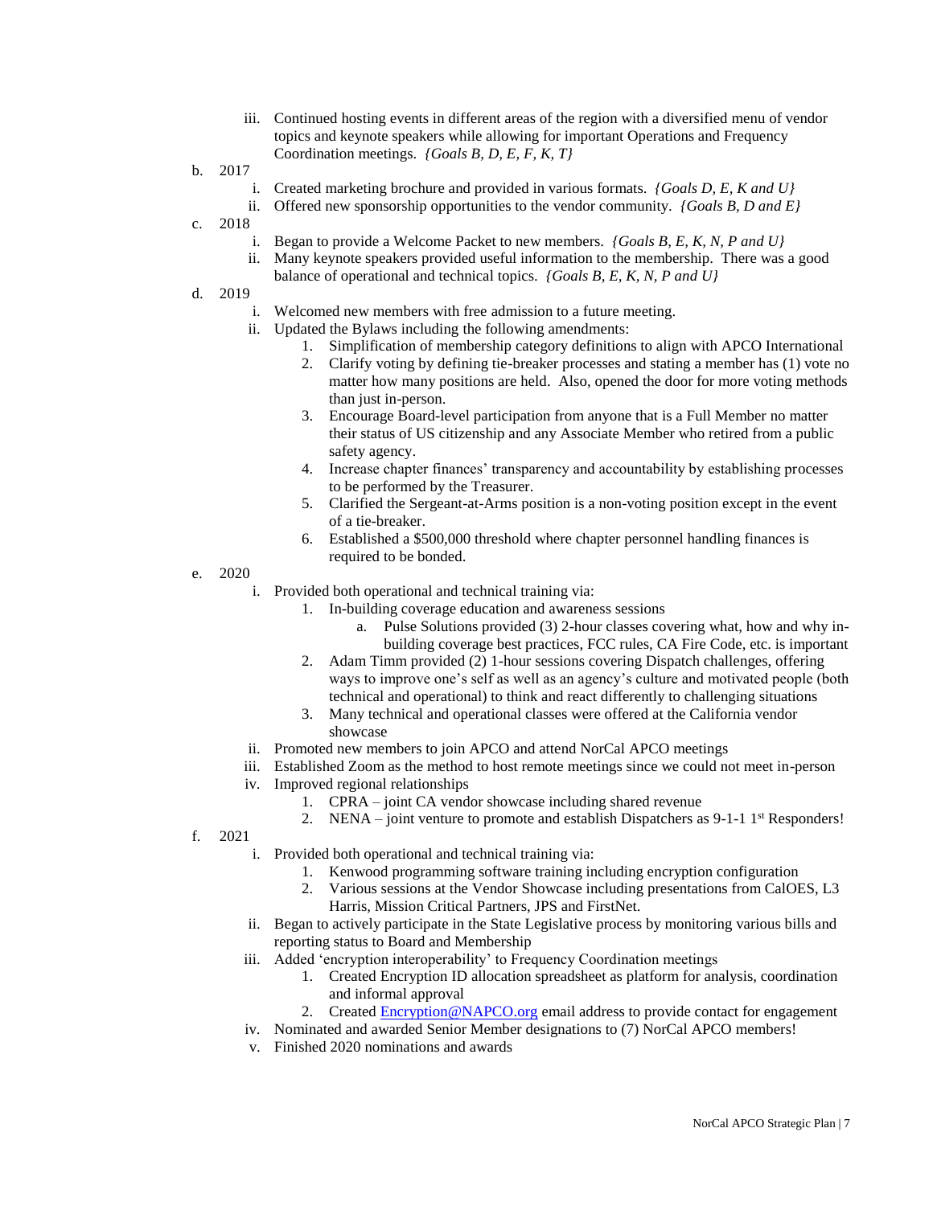iii. Continued hosting events in different areas of the region with a diversified menu of vendor topics and keynote speakers while allowing for important Operations and Frequency Coordination meetings. *{Goals B, D, E, F, K, T}*

b. 2017
   i. Created marketing brochure and provided in various formats. *{Goals D, E, K and U}*
   ii. Offered new sponsorship opportunities to the vendor community. *{Goals B, D and E}*

c. 2018
   i. Began to provide a Welcome Packet to new members. *{Goals B, E, K, N, P and U}*
   ii. Many keynote speakers provided useful information to the membership. There was a good balance of operational and technical topics. *{Goals B, E, K, N, P and U}*

d. 2019
   i. Welcomed new members with free admission to a future meeting.
   ii. Updated the Bylaws including the following amendments:
      1. Simplification of membership category definitions to align with APCO International
      2. Clarify voting by defining tie-breaker processes and stating a member has (1) vote no matter how many positions are held. Also, opened the door for more voting methods than just in-person.
      3. Encourage Board-level participation from anyone that is a Full Member no matter their status of US citizenship and any Associate Member who retired from a public safety agency.
      4. Increase chapter finances' transparency and accountability by establishing processes to be performed by the Treasurer.
      5. Clarified the Sergeant-at-Arms position is a non-voting position except in the event of a tie-breaker.
      6. Established a $500,000 threshold where chapter personnel handling finances is required to be bonded.

e. 2020
   i. Provided both operational and technical training via:
      1. In-building coverage education and awareness sessions
         a. Pulse Solutions provided (3) 2-hour classes covering what, how and why in-building coverage best practices, FCC rules, CA Fire Code, etc. is important
      2. Adam Timm provided (2) 1-hour sessions covering Dispatch challenges, offering ways to improve one's self as well as an agency's culture and motivated people (both technical and operational) to think and react differently to challenging situations
      3. Many technical and operational classes were offered at the California vendor showcase
   ii. Promoted new members to join APCO and attend NorCal APCO meetings
   iii. Established Zoom as the method to host remote meetings since we could not meet in-person
   iv. Improved regional relationships
      1. CPRA – joint CA vendor showcase including shared revenue
      2. NENA – joint venture to promote and establish Dispatchers as 9-1-1 1st Responders!

f. 2021
   i. Provided both operational and technical training via:
      1. Kenwood programming software training including encryption configuration
      2. Various sessions at the Vendor Showcase including presentations from CalOES, L3 Harris, Mission Critical Partners, JPS and FirstNet.
   ii. Began to actively participate in the State Legislative process by monitoring various bills and reporting status to Board and Membership
   iii. Added 'encryption interoperability' to Frequency Coordination meetings
      1. Created Encryption ID allocation spreadsheet as platform for analysis, coordination and informal approval
      2. Created Encryption@NAPCO.org email address to provide contact for engagement
   iv. Nominated and awarded Senior Member designations to (7) NorCal APCO members!
   v. Finished 2020 nominations and awards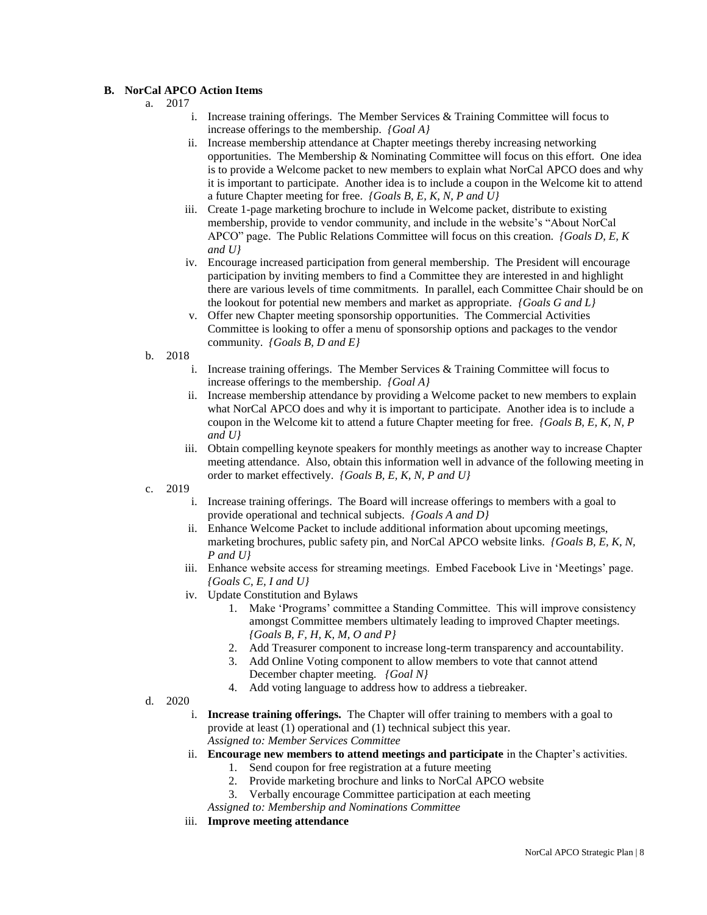## B. NorCal APCO Action Items

a. 2017

   i. Increase training offerings. The Member Services & Training Committee will focus to increase offerings to the membership. *{Goal A}*

   ii. Increase membership attendance at Chapter meetings thereby increasing networking opportunities. The Membership & Nominating Committee will focus on this effort. One idea is to provide a Welcome packet to new members to explain what NorCal APCO does and why it is important to participate. Another idea is to include a coupon in the Welcome kit to attend a future Chapter meeting for free. *{Goals B, E, K, N, P and U}*

   iii. Create 1-page marketing brochure to include in Welcome packet, distribute to existing membership, provide to vendor community, and include in the website's "About NorCal APCO" page. The Public Relations Committee will focus on this creation. *{Goals D, E, K and U}*

   iv. Encourage increased participation from general membership. The President will encourage participation by inviting members to find a Committee they are interested in and highlight there are various levels of time commitments. In parallel, each Committee Chair should be on the lookout for potential new members and market as appropriate. *{Goals G and L}*

   v. Offer new Chapter meeting sponsorship opportunities. The Commercial Activities Committee is looking to offer a menu of sponsorship options and packages to the vendor community. *{Goals B, D and E}*

b. 2018

   i. Increase training offerings. The Member Services & Training Committee will focus to increase offerings to the membership. *{Goal A}*

   ii. Increase membership attendance by providing a Welcome packet to new members to explain what NorCal APCO does and why it is important to participate. Another idea is to include a coupon in the Welcome kit to attend a future Chapter meeting for free. *{Goals B, E, K, N, P and U}*

   iii. Obtain compelling keynote speakers for monthly meetings as another way to increase Chapter meeting attendance. Also, obtain this information well in advance of the following meeting in order to market effectively. *{Goals B, E, K, N, P and U}*

c. 2019

   i. Increase training offerings. The Board will increase offerings to members with a goal to provide operational and technical subjects. *{Goals A and D}*

   ii. Enhance Welcome Packet to include additional information about upcoming meetings, marketing brochures, public safety pin, and NorCal APCO website links. *{Goals B, E, K, N, P and U}*

   iii. Enhance website access for streaming meetings. Embed Facebook Live in 'Meetings' page. *{Goals C, E, I and U}*

   iv. Update Constitution and Bylaws

      1. Make 'Programs' committee a Standing Committee. This will improve consistency amongst Committee members ultimately leading to improved Chapter meetings. *{Goals B, F, H, K, M, O and P}*
      2. Add Treasurer component to increase long-term transparency and accountability.
      3. Add Online Voting component to allow members to vote that cannot attend December chapter meeting. *{Goal N}*
      4. Add voting language to address how to address a tiebreaker.

d. 2020

   i. **Increase training offerings.** The Chapter will offer training to members with a goal to provide at least (1) operational and (1) technical subject this year.
   *Assigned to: Member Services Committee*

   ii. **Encourage new members to attend meetings and participate** in the Chapter's activities.

      1. Send coupon for free registration at a future meeting
      2. Provide marketing brochure and links to NorCal APCO website
      3. Verbally encourage Committee participation at each meeting

   *Assigned to: Membership and Nominations Committee*

   iii. **Improve meeting attendance**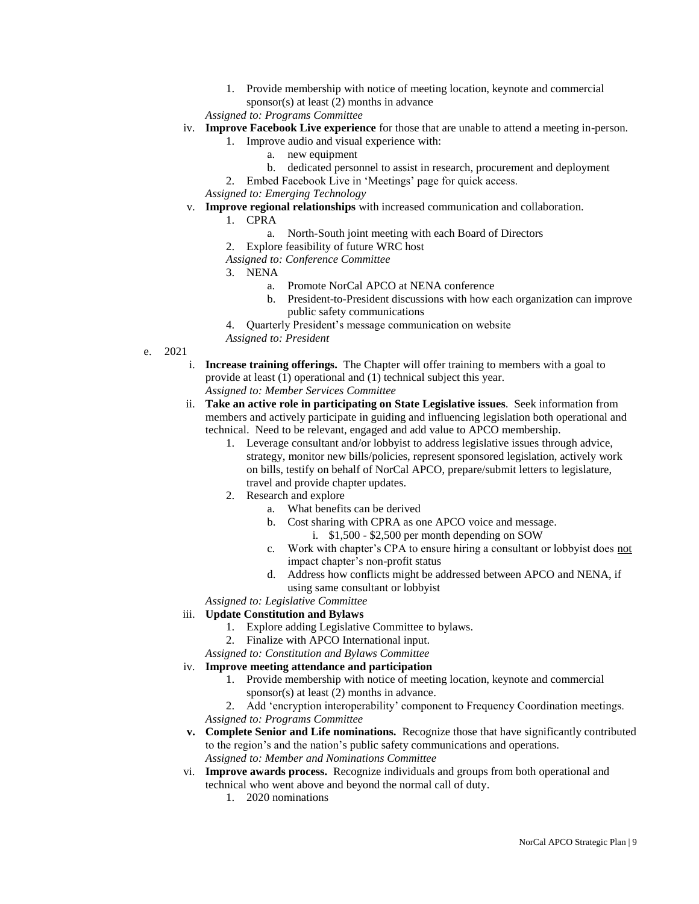1. Provide membership with notice of meeting location, keynote and commercial sponsor(s) at least (2) months in advance

*Assigned to: Programs Committee*

iv. **Improve Facebook Live experience** for those that are unable to attend a meeting in-person.
   1. Improve audio and visual experience with:
      a. new equipment
      b. dedicated personnel to assist in research, procurement and deployment
   2. Embed Facebook Live in 'Meetings' page for quick access.

   *Assigned to: Emerging Technology*

v. **Improve regional relationships** with increased communication and collaboration.
   1. CPRA
      a. North-South joint meeting with each Board of Directors
   2. Explore feasibility of future WRC host

   *Assigned to: Conference Committee*

   3. NENA
      a. Promote NorCal APCO at NENA conference
      b. President-to-President discussions with how each organization can improve public safety communications
   4. Quarterly President's message communication on website

   *Assigned to: President*

e. 2021

i. **Increase training offerings.** The Chapter will offer training to members with a goal to provide at least (1) operational and (1) technical subject this year.
   *Assigned to: Member Services Committee*

ii. **Take an active role in participating on State Legislative issues**. Seek information from members and actively participate in guiding and influencing legislation both operational and technical. Need to be relevant, engaged and add value to APCO membership.
   1. Leverage consultant and/or lobbyist to address legislative issues through advice, strategy, monitor new bills/policies, represent sponsored legislation, actively work on bills, testify on behalf of NorCal APCO, prepare/submit letters to legislature, travel and provide chapter updates.
   2. Research and explore
      a. What benefits can be derived
      b. Cost sharing with CPRA as one APCO voice and message.
         i. \$1,500 - \$2,500 per month depending on SOW
      c. Work with chapter's CPA to ensure hiring a consultant or lobbyist does <u>not</u> impact chapter's non-profit status
      d. Address how conflicts might be addressed between APCO and NENA, if using same consultant or lobbyist

   *Assigned to: Legislative Committee*

iii. **Update Constitution and Bylaws**
   1. Explore adding Legislative Committee to bylaws.
   2. Finalize with APCO International input.

   *Assigned to: Constitution and Bylaws Committee*

iv. **Improve meeting attendance and participation**
   1. Provide membership with notice of meeting location, keynote and commercial sponsor(s) at least (2) months in advance.
   2. Add 'encryption interoperability' component to Frequency Coordination meetings.

   *Assigned to: Programs Committee*

v. **Complete Senior and Life nominations.** Recognize those that have significantly contributed to the region's and the nation's public safety communications and operations.
   *Assigned to: Member and Nominations Committee*

vi. **Improve awards process.** Recognize individuals and groups from both operational and technical who went above and beyond the normal call of duty.
   1. 2020 nominations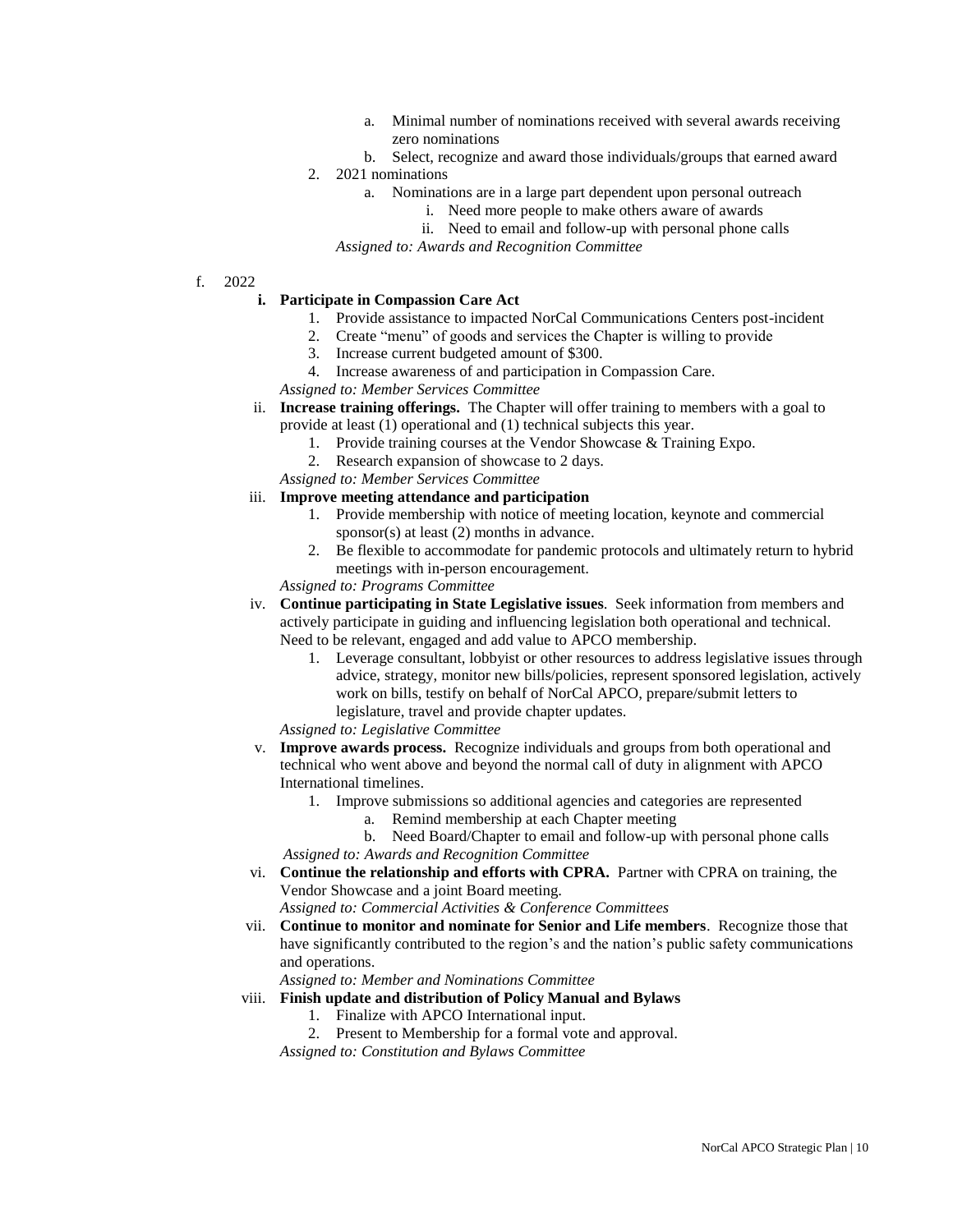a. Minimal number of nominations received with several awards receiving zero nominations
b. Select, recognize and award those individuals/groups that earned award

2. 2021 nominations
   a. Nominations are in a large part dependent upon personal outreach
      i. Need more people to make others aware of awards
      ii. Need to email and follow-up with personal phone calls

*Assigned to: Awards and Recognition Committee*

f. 2022

**i. Participate in Compassion Care Act**

1. Provide assistance to impacted NorCal Communications Centers post-incident
2. Create "menu" of goods and services the Chapter is willing to provide
3. Increase current budgeted amount of $300.
4. Increase awareness of and participation in Compassion Care.

*Assigned to: Member Services Committee*

ii. **Increase training offerings.** The Chapter will offer training to members with a goal to provide at least (1) operational and (1) technical subjects this year.

1. Provide training courses at the Vendor Showcase & Training Expo.
2. Research expansion of showcase to 2 days.

*Assigned to: Member Services Committee*

iii. **Improve meeting attendance and participation**

1. Provide membership with notice of meeting location, keynote and commercial sponsor(s) at least (2) months in advance.
2. Be flexible to accommodate for pandemic protocols and ultimately return to hybrid meetings with in-person encouragement.

*Assigned to: Programs Committee*

iv. **Continue participating in State Legislative issues**. Seek information from members and actively participate in guiding and influencing legislation both operational and technical. Need to be relevant, engaged and add value to APCO membership.

1. Leverage consultant, lobbyist or other resources to address legislative issues through advice, strategy, monitor new bills/policies, represent sponsored legislation, actively work on bills, testify on behalf of NorCal APCO, prepare/submit letters to legislature, travel and provide chapter updates.

*Assigned to: Legislative Committee*

v. **Improve awards process.** Recognize individuals and groups from both operational and technical who went above and beyond the normal call of duty in alignment with APCO International timelines.

1. Improve submissions so additional agencies and categories are represented
   a. Remind membership at each Chapter meeting
   b. Need Board/Chapter to email and follow-up with personal phone calls

*Assigned to: Awards and Recognition Committee*

vi. **Continue the relationship and efforts with CPRA.** Partner with CPRA on training, the Vendor Showcase and a joint Board meeting.

*Assigned to: Commercial Activities & Conference Committees*

vii. **Continue to monitor and nominate for Senior and Life members**. Recognize those that have significantly contributed to the region's and the nation's public safety communications and operations.

*Assigned to: Member and Nominations Committee*

viii. **Finish update and distribution of Policy Manual and Bylaws**

1. Finalize with APCO International input.
2. Present to Membership for a formal vote and approval.

*Assigned to: Constitution and Bylaws Committee*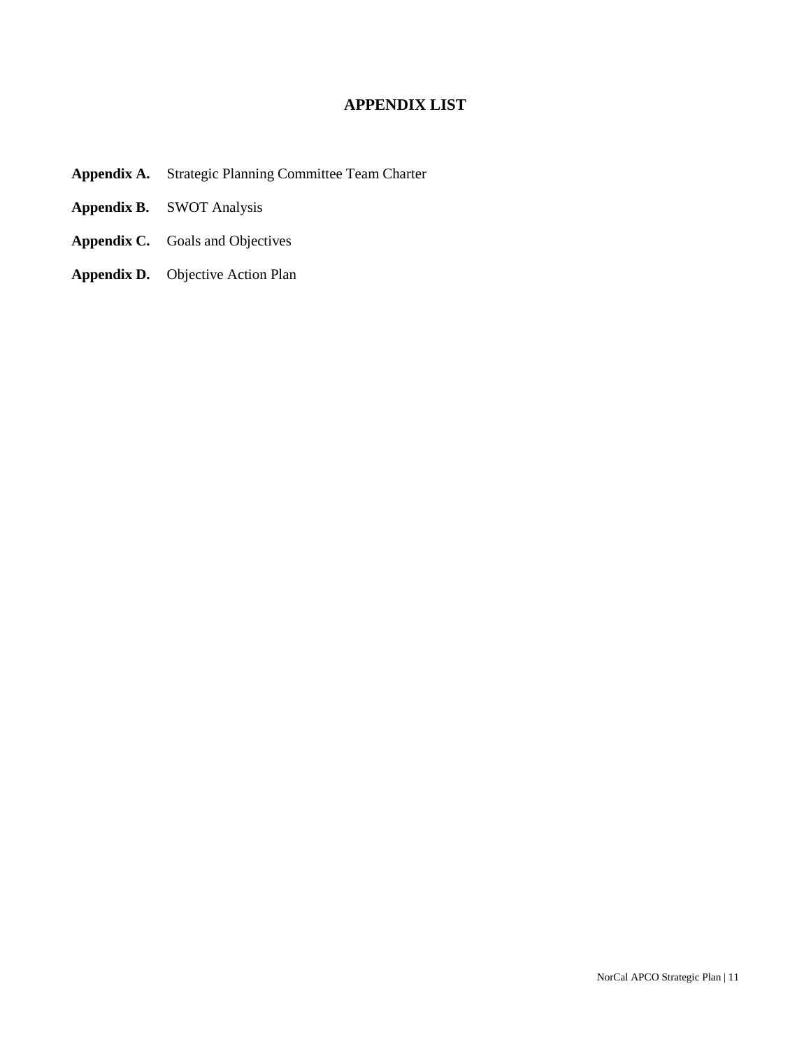# APPENDIX LIST

**Appendix A.** Strategic Planning Committee Team Charter

**Appendix B.** SWOT Analysis

**Appendix C.** Goals and Objectives

**Appendix D.** Objective Action Plan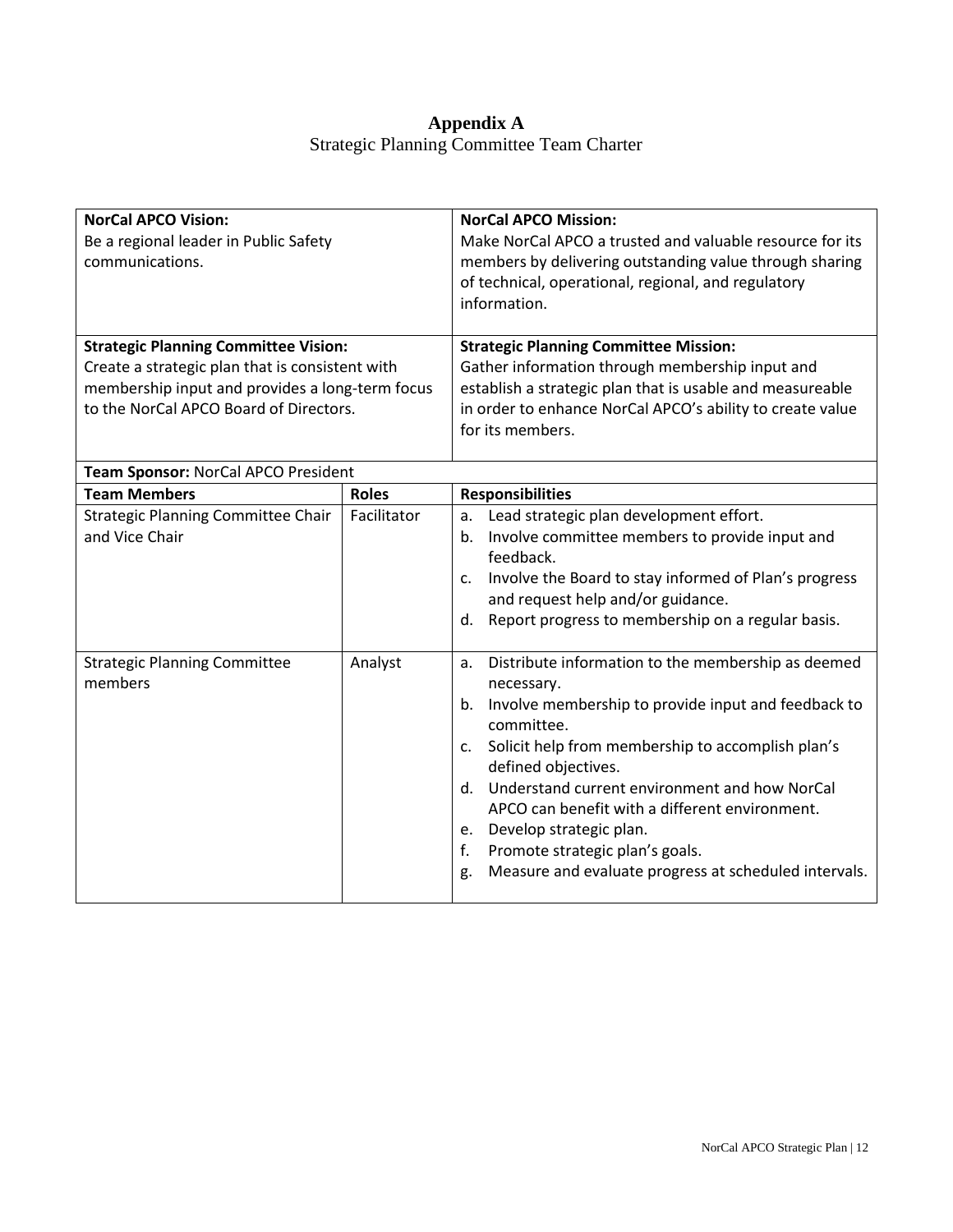# Appendix A

Strategic Planning Committee Team Charter

| **NorCal APCO Vision:** Be a regional leader in Public Safety communications. | | **NorCal APCO Mission:** Make NorCal APCO a trusted and valuable resource for its members by delivering outstanding value through sharing of technical, operational, regional, and regulatory information. |
|---|---|---|
| **Strategic Planning Committee Vision:** Create a strategic plan that is consistent with membership input and provides a long-term focus to the NorCal APCO Board of Directors. | | **Strategic Planning Committee Mission:** Gather information through membership input and establish a strategic plan that is usable and measureable in order to enhance NorCal APCO's ability to create value for its members. |
| **Team Sponsor:** NorCal APCO President | | |
| **Team Members** | **Roles** | **Responsibilities** |
| Strategic Planning Committee Chair and Vice Chair | Facilitator | a. Lead strategic plan development effort.<br>b. Involve committee members to provide input and feedback.<br>c. Involve the Board to stay informed of Plan's progress and request help and/or guidance.<br>d. Report progress to membership on a regular basis. |
| Strategic Planning Committee members | Analyst | a. Distribute information to the membership as deemed necessary.<br>b. Involve membership to provide input and feedback to committee.<br>c. Solicit help from membership to accomplish plan's defined objectives.<br>d. Understand current environment and how NorCal APCO can benefit with a different environment.<br>e. Develop strategic plan.<br>f. Promote strategic plan's goals.<br>g. Measure and evaluate progress at scheduled intervals. |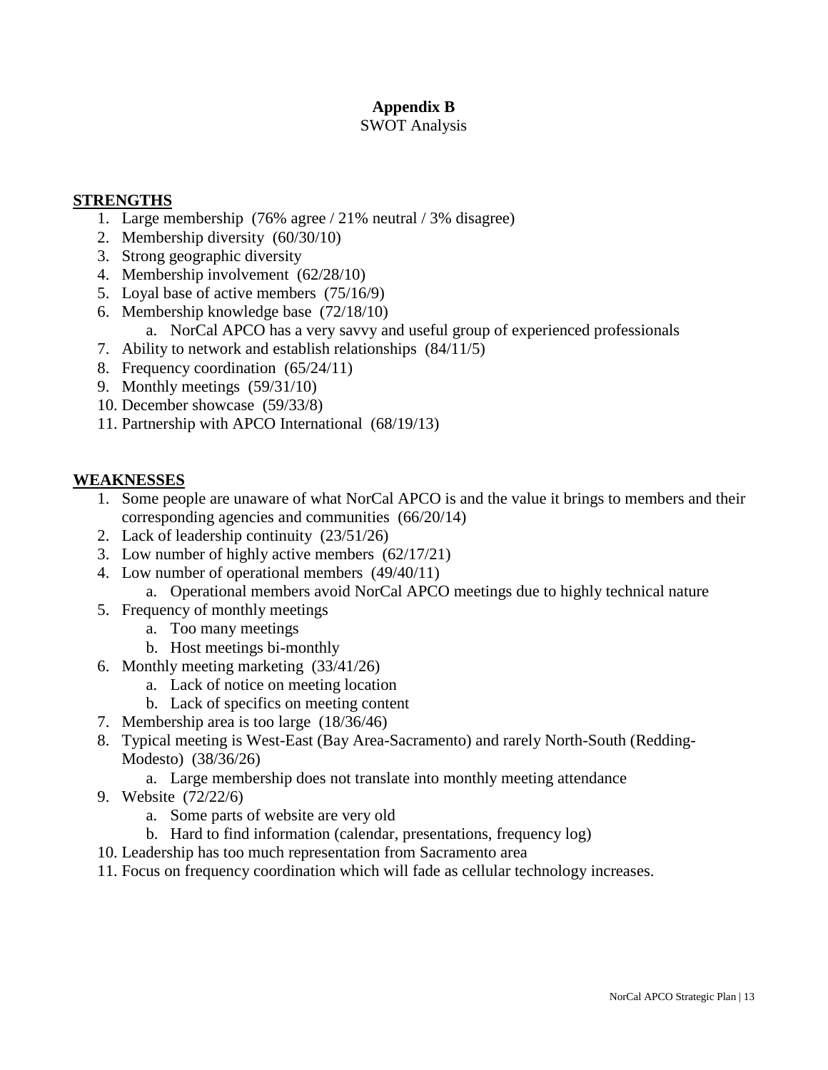# Appendix B

SWOT Analysis

## STRENGTHS

1. Large membership (76% agree / 21% neutral / 3% disagree)
2. Membership diversity (60/30/10)
3. Strong geographic diversity
4. Membership involvement (62/28/10)
5. Loyal base of active members (75/16/9)
6. Membership knowledge base (72/18/10)
   a. NorCal APCO has a very savvy and useful group of experienced professionals
7. Ability to network and establish relationships (84/11/5)
8. Frequency coordination (65/24/11)
9. Monthly meetings (59/31/10)
10. December showcase (59/33/8)
11. Partnership with APCO International (68/19/13)

## WEAKNESSES

1. Some people are unaware of what NorCal APCO is and the value it brings to members and their corresponding agencies and communities (66/20/14)
2. Lack of leadership continuity (23/51/26)
3. Low number of highly active members (62/17/21)
4. Low number of operational members (49/40/11)
   a. Operational members avoid NorCal APCO meetings due to highly technical nature
5. Frequency of monthly meetings
   a. Too many meetings
   b. Host meetings bi-monthly
6. Monthly meeting marketing (33/41/26)
   a. Lack of notice on meeting location
   b. Lack of specifics on meeting content
7. Membership area is too large (18/36/46)
8. Typical meeting is West-East (Bay Area-Sacramento) and rarely North-South (Redding-Modesto) (38/36/26)
   a. Large membership does not translate into monthly meeting attendance
9. Website (72/22/6)
   a. Some parts of website are very old
   b. Hard to find information (calendar, presentations, frequency log)
10. Leadership has too much representation from Sacramento area
11. Focus on frequency coordination which will fade as cellular technology increases.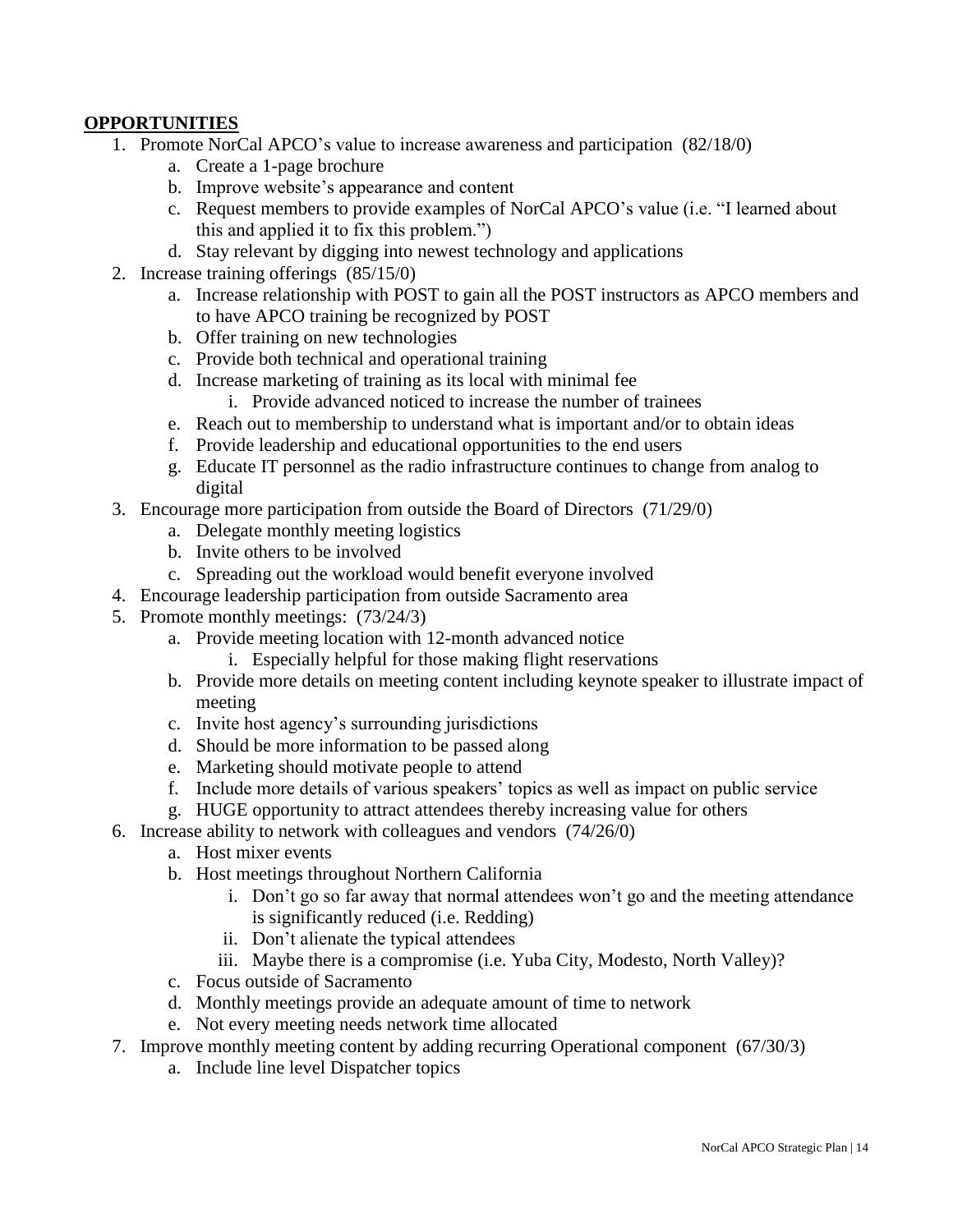## **OPPORTUNITIES**

1. Promote NorCal APCO's value to increase awareness and participation (82/18/0)
    a. Create a 1-page brochure
    b. Improve website's appearance and content
    c. Request members to provide examples of NorCal APCO's value (i.e. "I learned about this and applied it to fix this problem.")
    d. Stay relevant by digging into newest technology and applications
2. Increase training offerings (85/15/0)
    a. Increase relationship with POST to gain all the POST instructors as APCO members and to have APCO training be recognized by POST
    b. Offer training on new technologies
    c. Provide both technical and operational training
    d. Increase marketing of training as its local with minimal fee
        i. Provide advanced noticed to increase the number of trainees
    e. Reach out to membership to understand what is important and/or to obtain ideas
    f. Provide leadership and educational opportunities to the end users
    g. Educate IT personnel as the radio infrastructure continues to change from analog to digital
3. Encourage more participation from outside the Board of Directors (71/29/0)
    a. Delegate monthly meeting logistics
    b. Invite others to be involved
    c. Spreading out the workload would benefit everyone involved
4. Encourage leadership participation from outside Sacramento area
5. Promote monthly meetings: (73/24/3)
    a. Provide meeting location with 12-month advanced notice
        i. Especially helpful for those making flight reservations
    b. Provide more details on meeting content including keynote speaker to illustrate impact of meeting
    c. Invite host agency's surrounding jurisdictions
    d. Should be more information to be passed along
    e. Marketing should motivate people to attend
    f. Include more details of various speakers' topics as well as impact on public service
    g. HUGE opportunity to attract attendees thereby increasing value for others
6. Increase ability to network with colleagues and vendors (74/26/0)
    a. Host mixer events
    b. Host meetings throughout Northern California
        i. Don't go so far away that normal attendees won't go and the meeting attendance is significantly reduced (i.e. Redding)
        ii. Don't alienate the typical attendees
        iii. Maybe there is a compromise (i.e. Yuba City, Modesto, North Valley)?
    c. Focus outside of Sacramento
    d. Monthly meetings provide an adequate amount of time to network
    e. Not every meeting needs network time allocated
7. Improve monthly meeting content by adding recurring Operational component (67/30/3)
    a. Include line level Dispatcher topics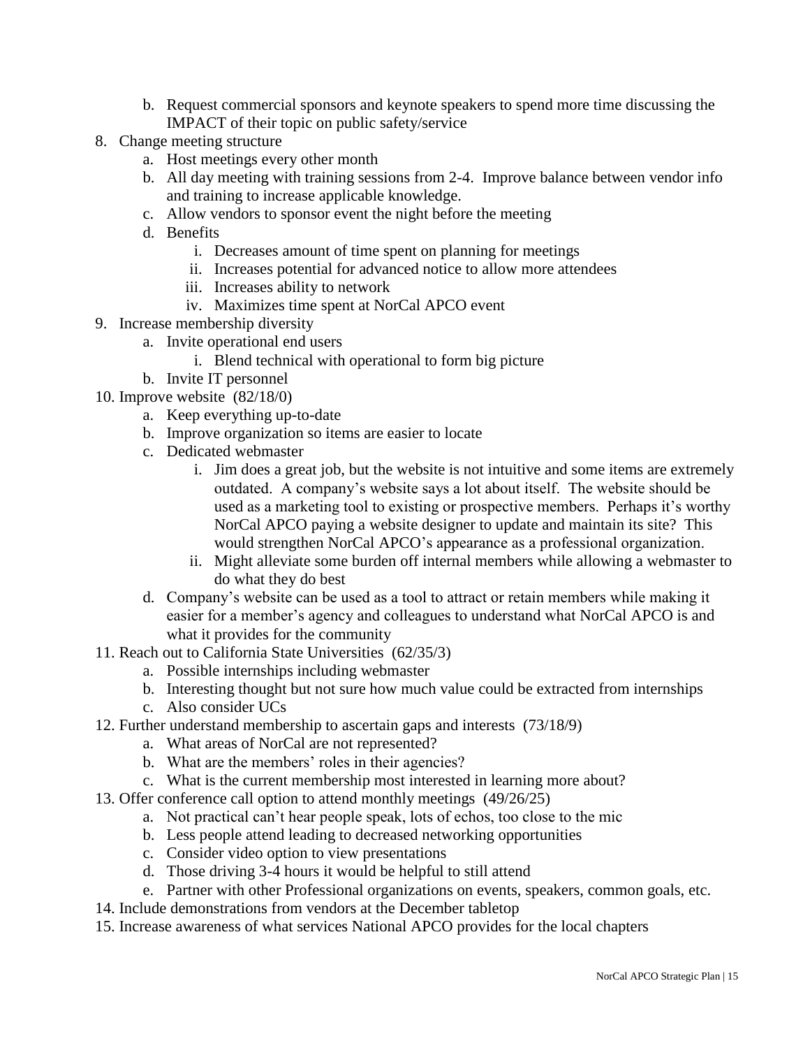b. Request commercial sponsors and keynote speakers to spend more time discussing the IMPACT of their topic on public safety/service

8. Change meeting structure
   a. Host meetings every other month
   b. All day meeting with training sessions from 2-4. Improve balance between vendor info and training to increase applicable knowledge.
   c. Allow vendors to sponsor event the night before the meeting
   d. Benefits
      i. Decreases amount of time spent on planning for meetings
      ii. Increases potential for advanced notice to allow more attendees
      iii. Increases ability to network
      iv. Maximizes time spent at NorCal APCO event

9. Increase membership diversity
   a. Invite operational end users
      i. Blend technical with operational to form big picture
   b. Invite IT personnel

10. Improve website (82/18/0)
    a. Keep everything up-to-date
    b. Improve organization so items are easier to locate
    c. Dedicated webmaster
       i. Jim does a great job, but the website is not intuitive and some items are extremely outdated. A company's website says a lot about itself. The website should be used as a marketing tool to existing or prospective members. Perhaps it's worthy NorCal APCO paying a website designer to update and maintain its site? This would strengthen NorCal APCO's appearance as a professional organization.
       ii. Might alleviate some burden off internal members while allowing a webmaster to do what they do best
    d. Company's website can be used as a tool to attract or retain members while making it easier for a member's agency and colleagues to understand what NorCal APCO is and what it provides for the community

11. Reach out to California State Universities (62/35/3)
    a. Possible internships including webmaster
    b. Interesting thought but not sure how much value could be extracted from internships
    c. Also consider UCs

12. Further understand membership to ascertain gaps and interests (73/18/9)
    a. What areas of NorCal are not represented?
    b. What are the members' roles in their agencies?
    c. What is the current membership most interested in learning more about?

13. Offer conference call option to attend monthly meetings (49/26/25)
    a. Not practical can't hear people speak, lots of echos, too close to the mic
    b. Less people attend leading to decreased networking opportunities
    c. Consider video option to view presentations
    d. Those driving 3-4 hours it would be helpful to still attend
    e. Partner with other Professional organizations on events, speakers, common goals, etc.

14. Include demonstrations from vendors at the December tabletop

15. Increase awareness of what services National APCO provides for the local chapters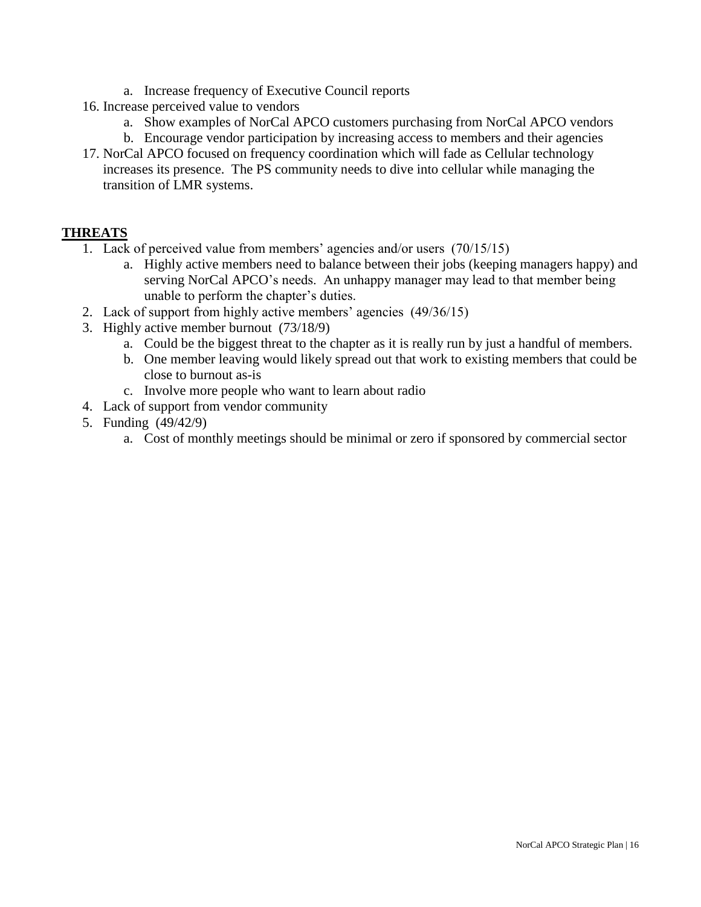a. Increase frequency of Executive Council reports
16. Increase perceived value to vendors
    a. Show examples of NorCal APCO customers purchasing from NorCal APCO vendors
    b. Encourage vendor participation by increasing access to members and their agencies
17. NorCal APCO focused on frequency coordination which will fade as Cellular technology increases its presence. The PS community needs to dive into cellular while managing the transition of LMR systems.

## THREATS

1. Lack of perceived value from members' agencies and/or users (70/15/15)
    a. Highly active members need to balance between their jobs (keeping managers happy) and serving NorCal APCO's needs. An unhappy manager may lead to that member being unable to perform the chapter's duties.
2. Lack of support from highly active members' agencies (49/36/15)
3. Highly active member burnout (73/18/9)
    a. Could be the biggest threat to the chapter as it is really run by just a handful of members.
    b. One member leaving would likely spread out that work to existing members that could be close to burnout as-is
    c. Involve more people who want to learn about radio
4. Lack of support from vendor community
5. Funding (49/42/9)
    a. Cost of monthly meetings should be minimal or zero if sponsored by commercial sector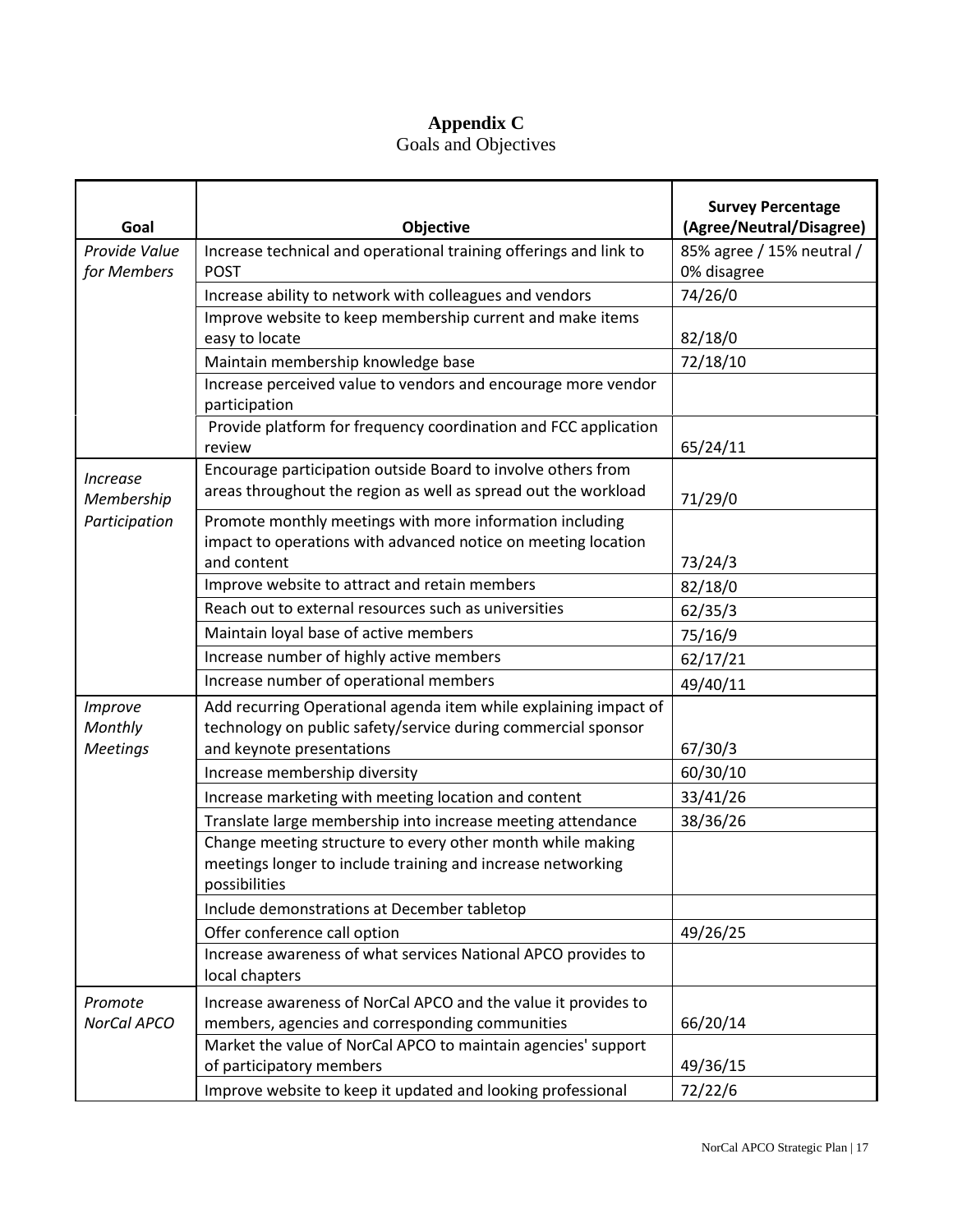# Appendix C

Goals and Objectives

| Goal | Objective | Survey Percentage (Agree/Neutral/Disagree) |
|---|---|---|
| *Provide Value for Members* | Increase technical and operational training offerings and link to POST | 85% agree / 15% neutral / 0% disagree |
| | Increase ability to network with colleagues and vendors | 74/26/0 |
| | Improve website to keep membership current and make items easy to locate | 82/18/0 |
| | Maintain membership knowledge base | 72/18/10 |
| | Increase perceived value to vendors and encourage more vendor participation | |
| | Provide platform for frequency coordination and FCC application review | 65/24/11 |
| *Increase Membership Participation* | Encourage participation outside Board to involve others from areas throughout the region as well as spread out the workload | 71/29/0 |
| | Promote monthly meetings with more information including impact to operations with advanced notice on meeting location and content | 73/24/3 |
| | Improve website to attract and retain members | 82/18/0 |
| | Reach out to external resources such as universities | 62/35/3 |
| | Maintain loyal base of active members | 75/16/9 |
| | Increase number of highly active members | 62/17/21 |
| | Increase number of operational members | 49/40/11 |
| *Improve Monthly Meetings* | Add recurring Operational agenda item while explaining impact of technology on public safety/service during commercial sponsor and keynote presentations | 67/30/3 |
| | Increase membership diversity | 60/30/10 |
| | Increase marketing with meeting location and content | 33/41/26 |
| | Translate large membership into increase meeting attendance | 38/36/26 |
| | Change meeting structure to every other month while making meetings longer to include training and increase networking possibilities | |
| | Include demonstrations at December tabletop | |
| | Offer conference call option | 49/26/25 |
| | Increase awareness of what services National APCO provides to local chapters | |
| *Promote NorCal APCO* | Increase awareness of NorCal APCO and the value it provides to members, agencies and corresponding communities | 66/20/14 |
| | Market the value of NorCal APCO to maintain agencies' support of participatory members | 49/36/15 |
| | Improve website to keep it updated and looking professional | 72/22/6 |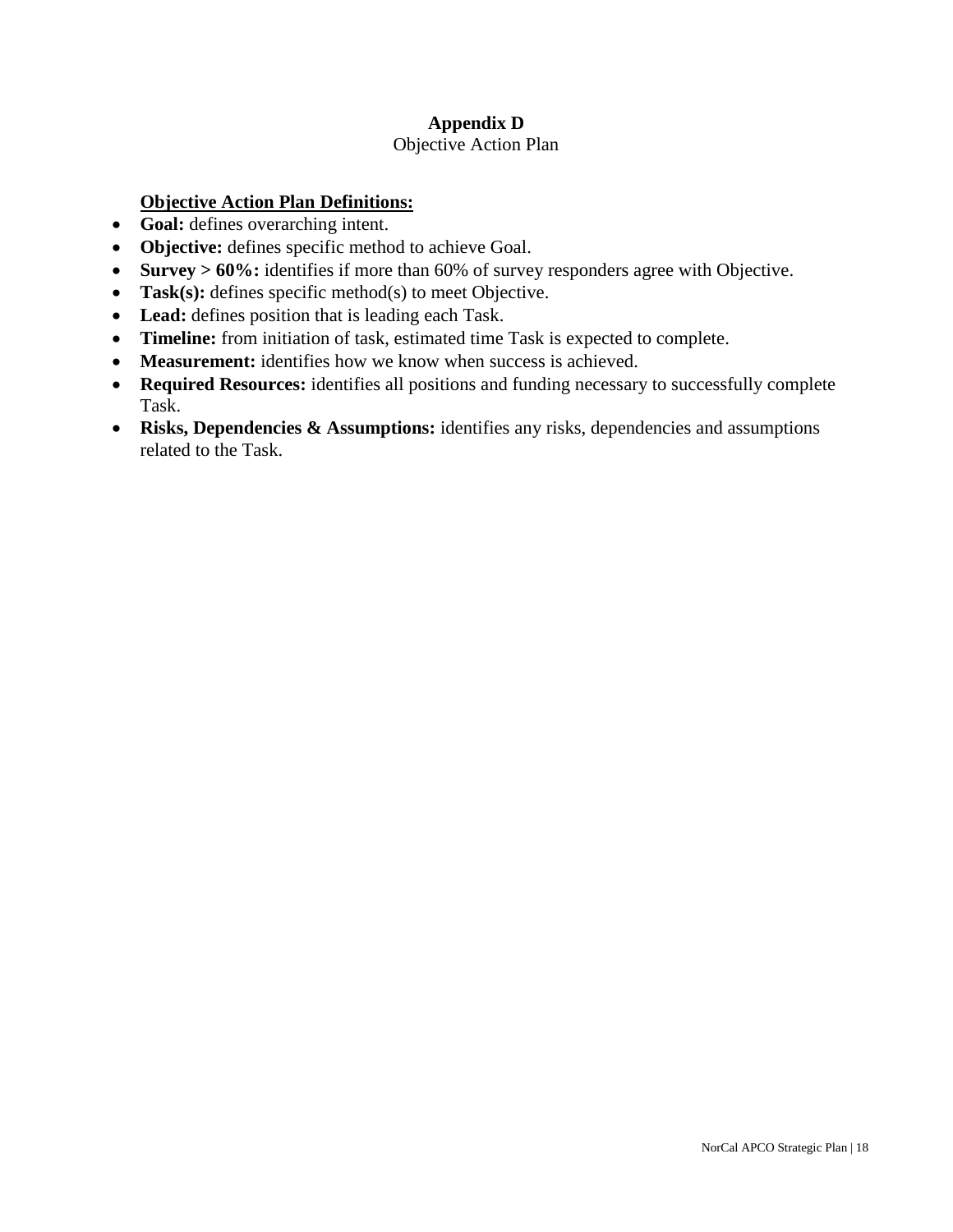# Appendix D

Objective Action Plan

**Objective Action Plan Definitions:**

- **Goal:** defines overarching intent.
- **Objective:** defines specific method to achieve Goal.
- **Survey > 60%:** identifies if more than 60% of survey responders agree with Objective.
- **Task(s):** defines specific method(s) to meet Objective.
- **Lead:** defines position that is leading each Task.
- **Timeline:** from initiation of task, estimated time Task is expected to complete.
- **Measurement:** identifies how we know when success is achieved.
- **Required Resources:** identifies all positions and funding necessary to successfully complete Task.
- **Risks, Dependencies & Assumptions:** identifies any risks, dependencies and assumptions related to the Task.